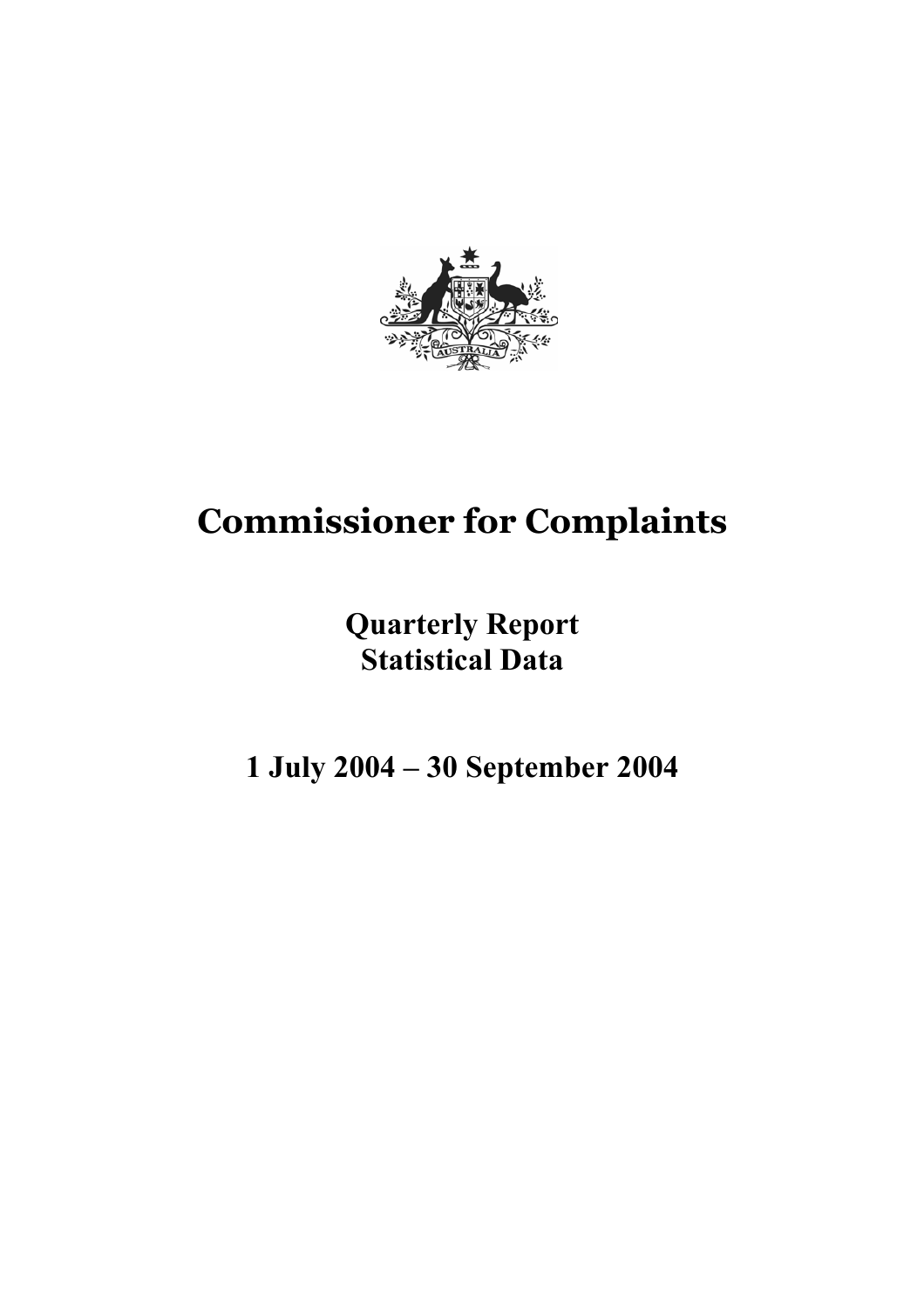# Commissioner for Complaints

## Quarterly Report
## Statistical Data

## 1 July 2004 – 30 September 2004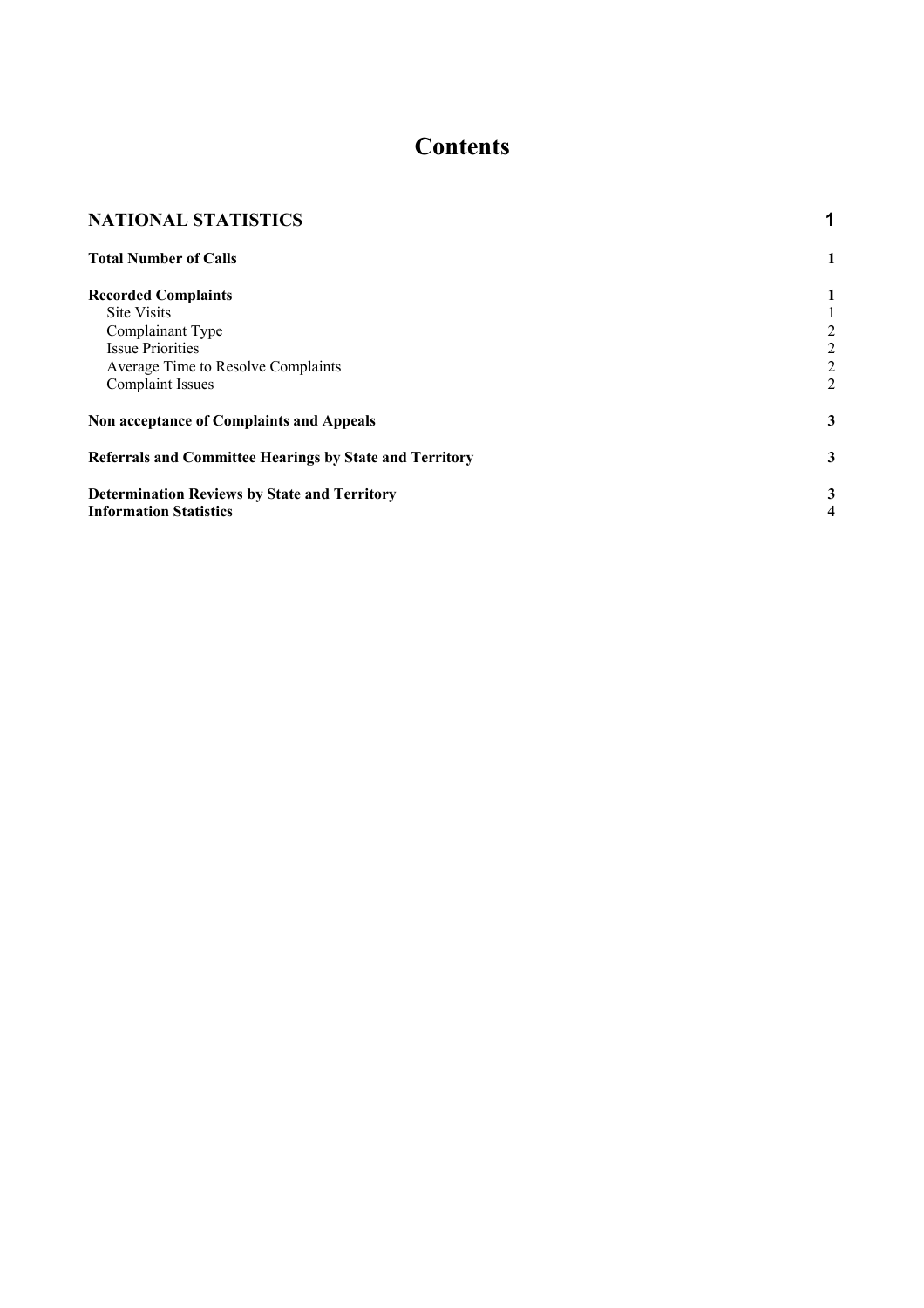# Contents

| | |
|---|---|
| **NATIONAL STATISTICS** | **1** |
| **Total Number of Calls** | **1** |
| **Recorded Complaints** | **1** |
| Site Visits | 1 |
| Complainant Type | 2 |
| Issue Priorities | 2 |
| Average Time to Resolve Complaints | 2 |
| Complaint Issues | 2 |
| **Non acceptance of Complaints and Appeals** | **3** |
| **Referrals and Committee Hearings by State and Territory** | **3** |
| **Determination Reviews by State and Territory** | **3** |
| **Information Statistics** | **4** |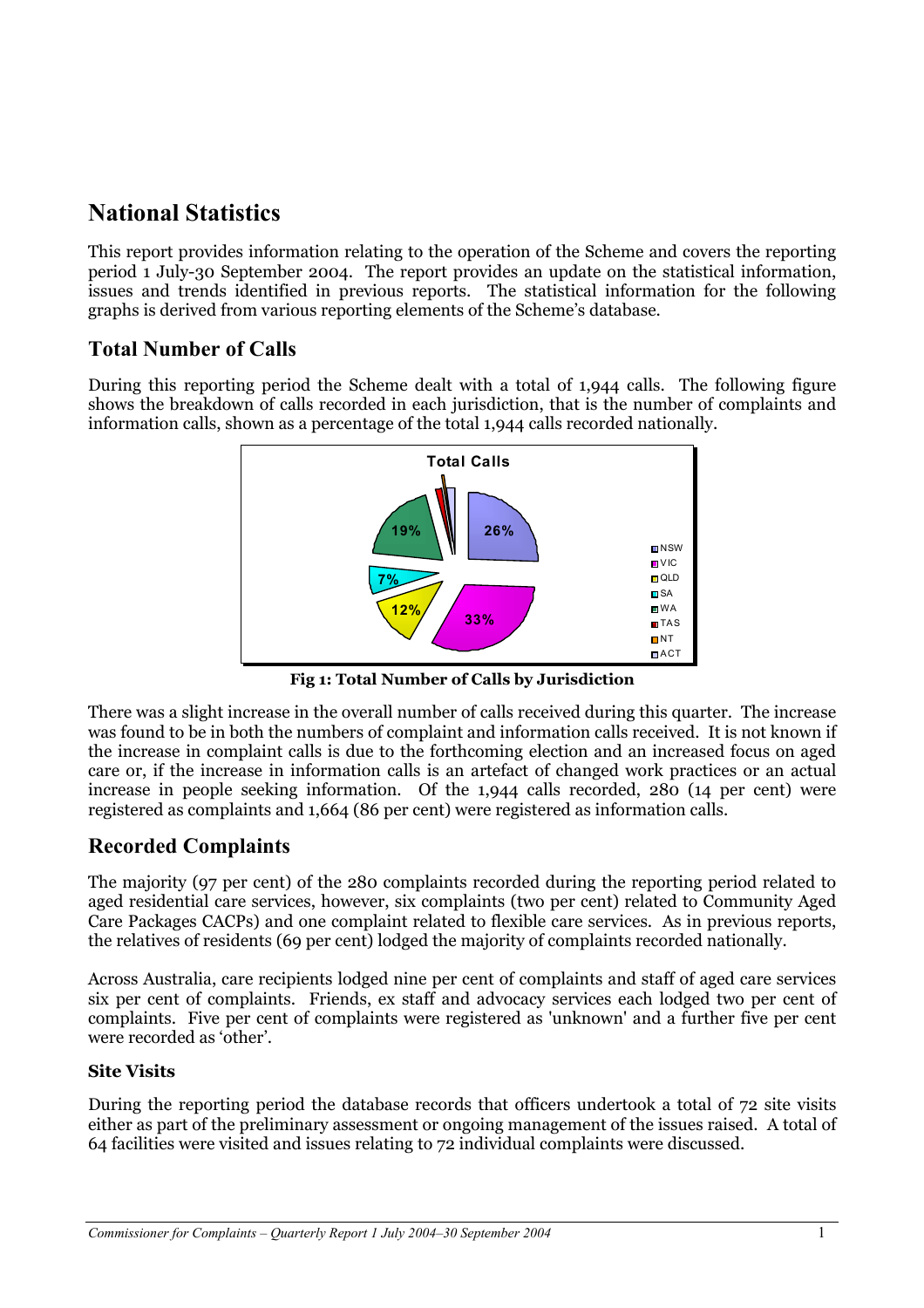# National Statistics

This report provides information relating to the operation of the Scheme and covers the reporting period 1 July-30 September 2004. The report provides an update on the statistical information, issues and trends identified in previous reports. The statistical information for the following graphs is derived from various reporting elements of the Scheme's database.

## Total Number of Calls

During this reporting period the Scheme dealt with a total of 1,944 calls. The following figure shows the breakdown of calls recorded in each jurisdiction, that is the number of complaints and information calls, shown as a percentage of the total 1,944 calls recorded nationally.

Total Calls

NSW 26%, VIC 33%, QLD 12%, SA 7%, WA 19%, TAS, NT, ACT

**Fig 1: Total Number of Calls by Jurisdiction**

There was a slight increase in the overall number of calls received during this quarter. The increase was found to be in both the numbers of complaint and information calls received. It is not known if the increase in complaint calls is due to the forthcoming election and an increased focus on aged care or, if the increase in information calls is an artefact of changed work practices or an actual increase in people seeking information. Of the 1,944 calls recorded, 280 (14 per cent) were registered as complaints and 1,664 (86 per cent) were registered as information calls.

## Recorded Complaints

The majority (97 per cent) of the 280 complaints recorded during the reporting period related to aged residential care services, however, six complaints (two per cent) related to Community Aged Care Packages CACPs) and one complaint related to flexible care services. As in previous reports, the relatives of residents (69 per cent) lodged the majority of complaints recorded nationally.

Across Australia, care recipients lodged nine per cent of complaints and staff of aged care services six per cent of complaints. Friends, ex staff and advocacy services each lodged two per cent of complaints. Five per cent of complaints were registered as 'unknown' and a further five per cent were recorded as 'other'.

### Site Visits

During the reporting period the database records that officers undertook a total of 72 site visits either as part of the preliminary assessment or ongoing management of the issues raised. A total of 64 facilities were visited and issues relating to 72 individual complaints were discussed.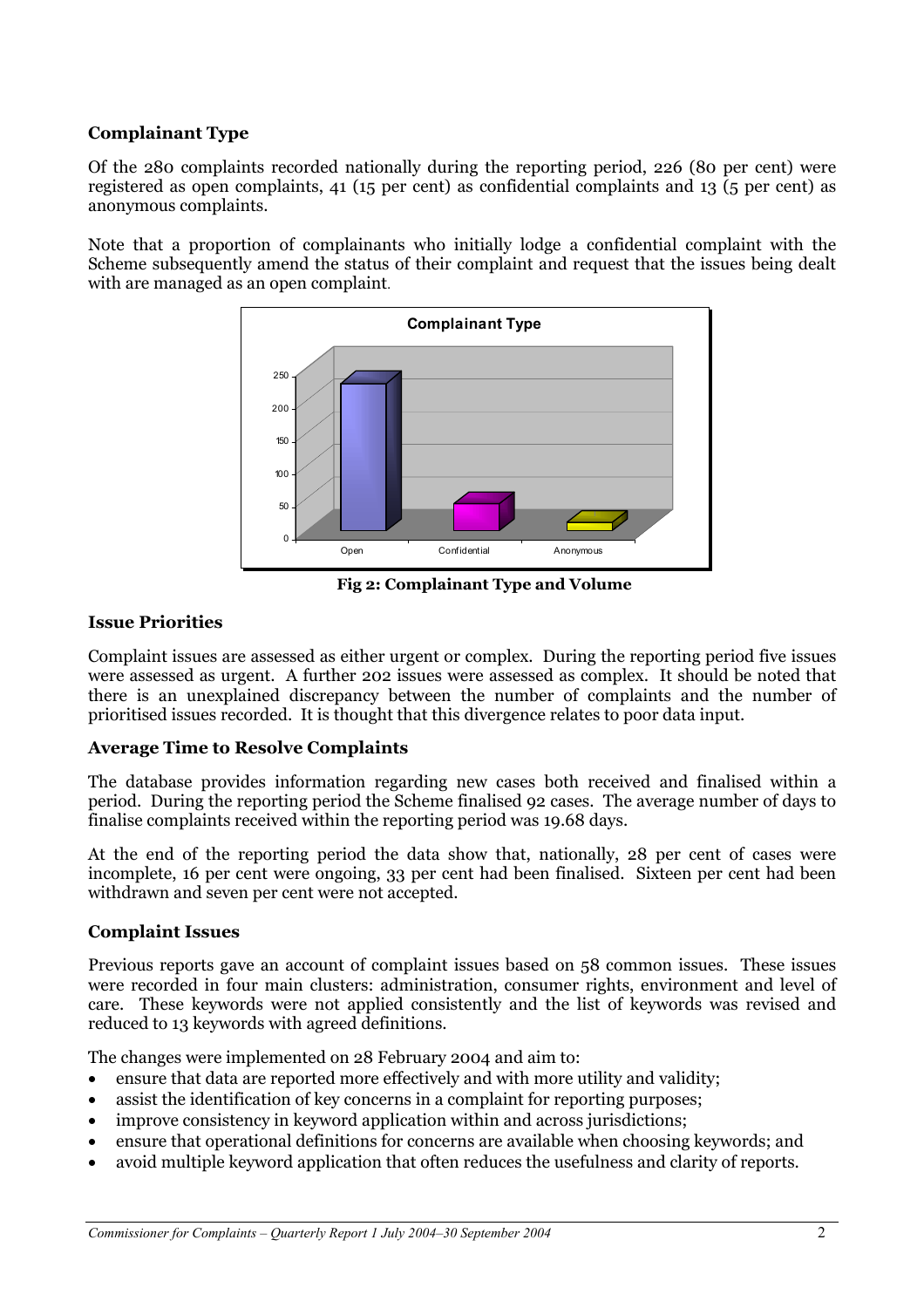## Complainant Type

Of the 280 complaints recorded nationally during the reporting period, 226 (80 per cent) were registered as open complaints, 41 (15 per cent) as confidential complaints and 13 (5 per cent) as anonymous complaints.

Note that a proportion of complainants who initially lodge a confidential complaint with the Scheme subsequently amend the status of their complaint and request that the issues being dealt with are managed as an open complaint.

**Fig 2: Complainant Type and Volume**

## Issue Priorities

Complaint issues are assessed as either urgent or complex. During the reporting period five issues were assessed as urgent. A further 202 issues were assessed as complex. It should be noted that there is an unexplained discrepancy between the number of complaints and the number of prioritised issues recorded. It is thought that this divergence relates to poor data input.

## Average Time to Resolve Complaints

The database provides information regarding new cases both received and finalised within a period. During the reporting period the Scheme finalised 92 cases. The average number of days to finalise complaints received within the reporting period was 19.68 days.

At the end of the reporting period the data show that, nationally, 28 per cent of cases were incomplete, 16 per cent were ongoing, 33 per cent had been finalised. Sixteen per cent had been withdrawn and seven per cent were not accepted.

## Complaint Issues

Previous reports gave an account of complaint issues based on 58 common issues. These issues were recorded in four main clusters: administration, consumer rights, environment and level of care. These keywords were not applied consistently and the list of keywords was revised and reduced to 13 keywords with agreed definitions.

The changes were implemented on 28 February 2004 and aim to:

- ensure that data are reported more effectively and with more utility and validity;
- assist the identification of key concerns in a complaint for reporting purposes;
- improve consistency in keyword application within and across jurisdictions;
- ensure that operational definitions for concerns are available when choosing keywords; and
- avoid multiple keyword application that often reduces the usefulness and clarity of reports.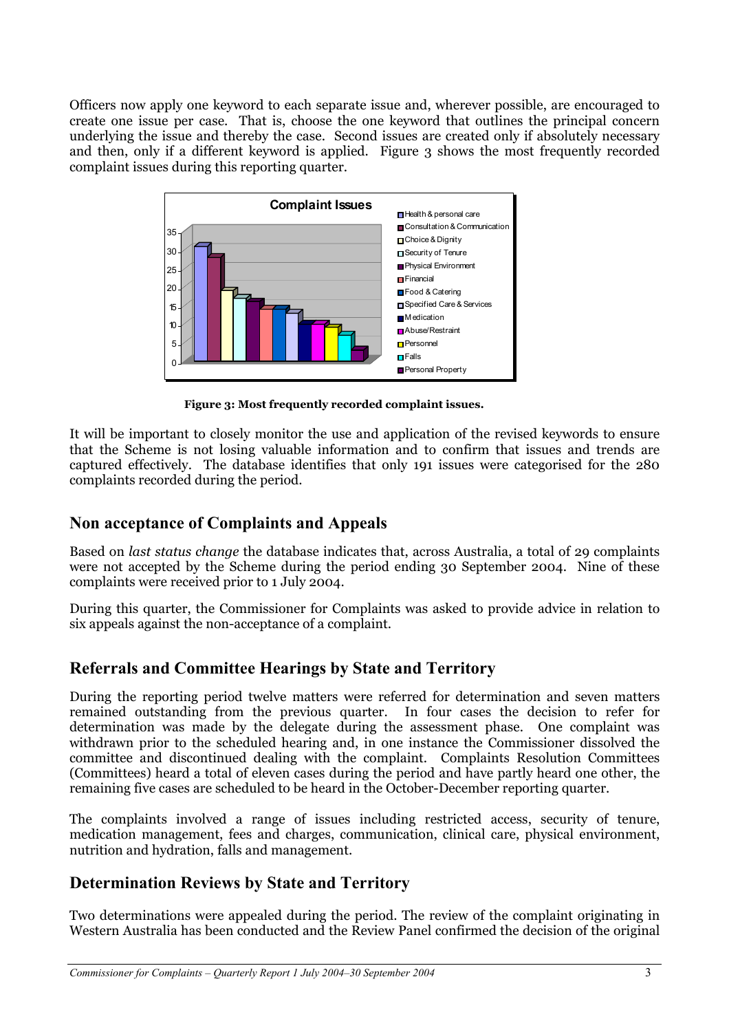Officers now apply one keyword to each separate issue and, wherever possible, are encouraged to create one issue per case. That is, choose the one keyword that outlines the principal concern underlying the issue and thereby the case. Second issues are created only if absolutely necessary and then, only if a different keyword is applied. Figure 3 shows the most frequently recorded complaint issues during this reporting quarter.

**Figure 3: Most frequently recorded complaint issues.**

It will be important to closely monitor the use and application of the revised keywords to ensure that the Scheme is not losing valuable information and to confirm that issues and trends are captured effectively. The database identifies that only 191 issues were categorised for the 280 complaints recorded during the period.

## Non acceptance of Complaints and Appeals

Based on *last status change* the database indicates that, across Australia, a total of 29 complaints were not accepted by the Scheme during the period ending 30 September 2004. Nine of these complaints were received prior to 1 July 2004.

During this quarter, the Commissioner for Complaints was asked to provide advice in relation to six appeals against the non-acceptance of a complaint.

## Referrals and Committee Hearings by State and Territory

During the reporting period twelve matters were referred for determination and seven matters remained outstanding from the previous quarter. In four cases the decision to refer for determination was made by the delegate during the assessment phase. One complaint was withdrawn prior to the scheduled hearing and, in one instance the Commissioner dissolved the committee and discontinued dealing with the complaint. Complaints Resolution Committees (Committees) heard a total of eleven cases during the period and have partly heard one other, the remaining five cases are scheduled to be heard in the October-December reporting quarter.

The complaints involved a range of issues including restricted access, security of tenure, medication management, fees and charges, communication, clinical care, physical environment, nutrition and hydration, falls and management.

## Determination Reviews by State and Territory

Two determinations were appealed during the period. The review of the complaint originating in Western Australia has been conducted and the Review Panel confirmed the decision of the original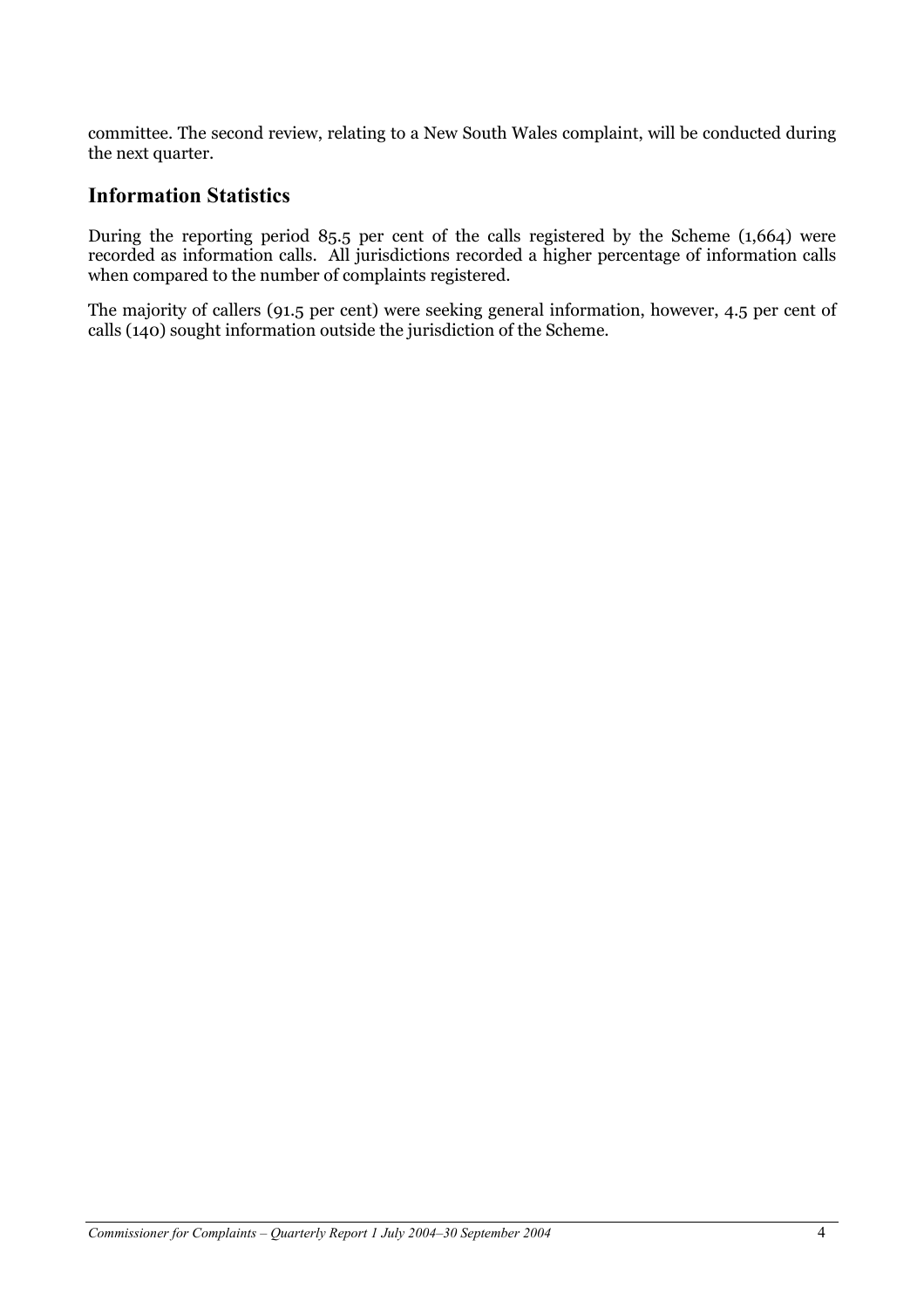committee. The second review, relating to a New South Wales complaint, will be conducted during the next quarter.

## Information Statistics

During the reporting period 85.5 per cent of the calls registered by the Scheme (1,664) were recorded as information calls. All jurisdictions recorded a higher percentage of information calls when compared to the number of complaints registered.

The majority of callers (91.5 per cent) were seeking general information, however, 4.5 per cent of calls (140) sought information outside the jurisdiction of the Scheme.